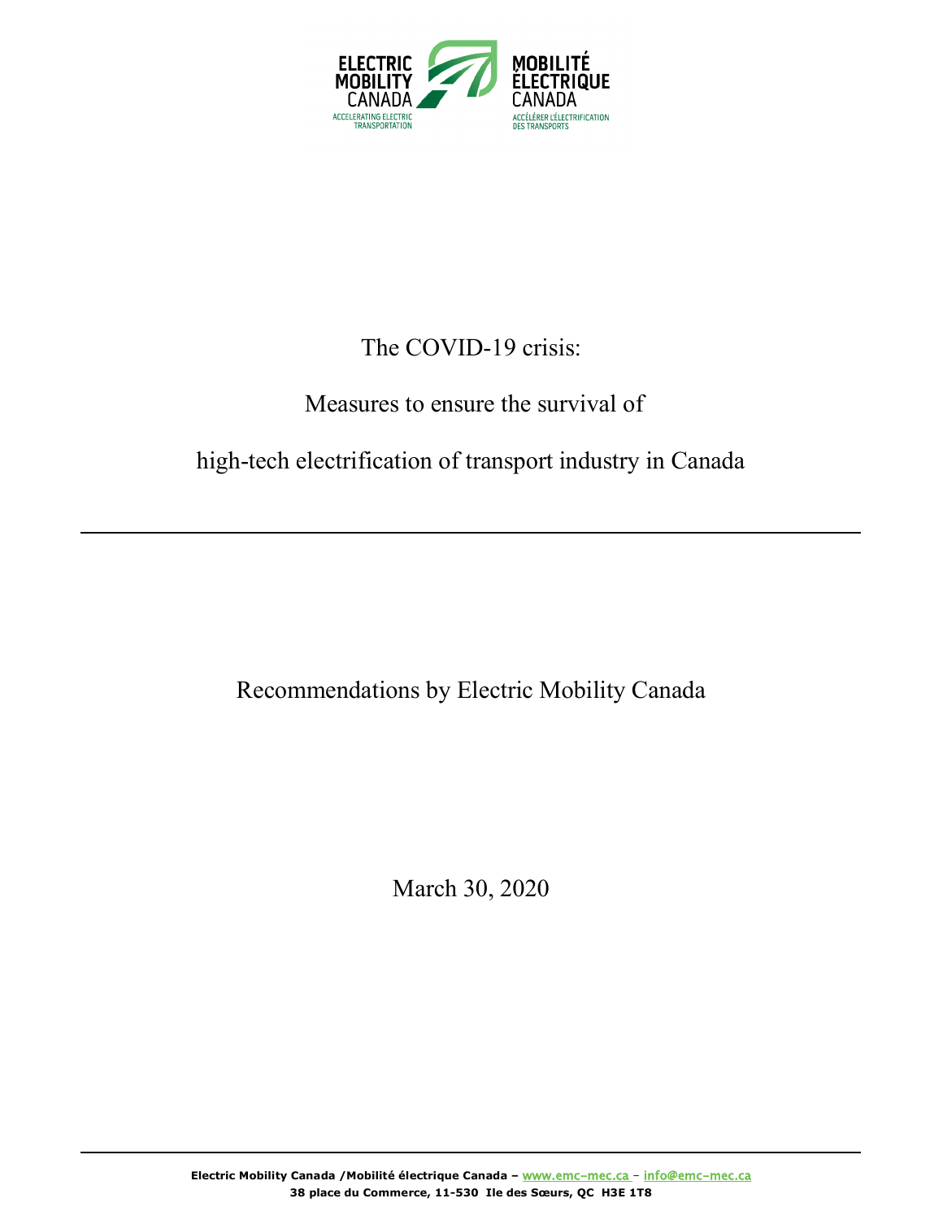ELECTRIC MOBILITY CANADA
ACCELERATING ELECTRIC TRANSPORTATION

MOBILITÉ ÉLECTRIQUE CANADA
ACCÉLÉRER L'ÉLECTRIFICATION DES TRANSPORTS

# The COVID-19 crisis:

# Measures to ensure the survival of high-tech electrification of transport industry in Canada

---

Recommendations by Electric Mobility Canada

March 30, 2020

---

**Electric Mobility Canada /Mobilité électrique Canada – www.emc-mec.ca – info@emc-mec.ca**
**38 place du Commerce, 11-530 Ile des Sœurs, QC H3E 1T8**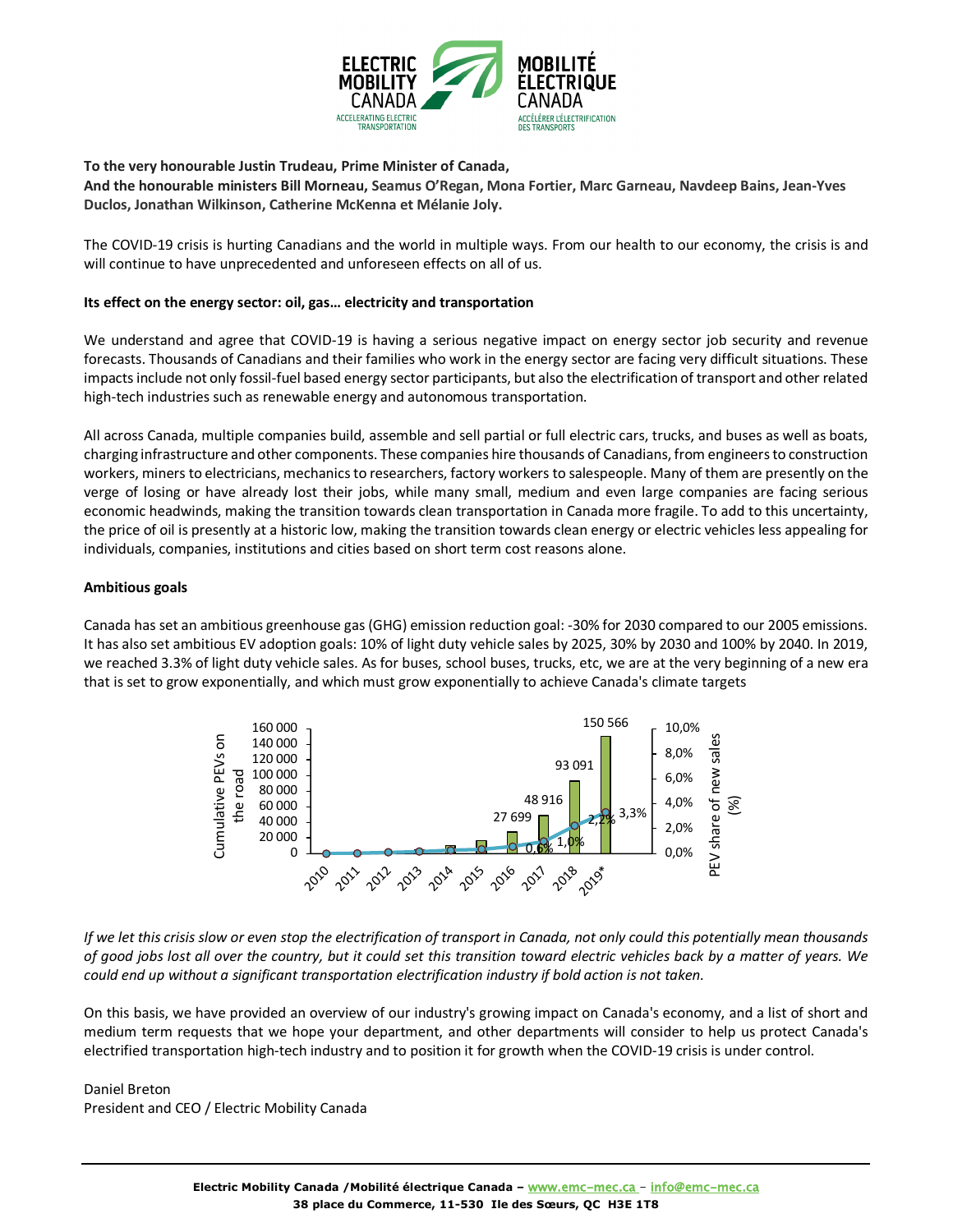**To the very honourable Justin Trudeau, Prime Minister of Canada,**
**And the honourable ministers Bill Morneau, Seamus O'Regan, Mona Fortier, Marc Garneau, Navdeep Bains, Jean-Yves Duclos, Jonathan Wilkinson, Catherine McKenna et Mélanie Joly.**

The COVID-19 crisis is hurting Canadians and the world in multiple ways. From our health to our economy, the crisis is and will continue to have unprecedented and unforeseen effects on all of us.

**Its effect on the energy sector: oil, gas… electricity and transportation**

We understand and agree that COVID-19 is having a serious negative impact on energy sector job security and revenue forecasts. Thousands of Canadians and their families who work in the energy sector are facing very difficult situations. These impacts include not only fossil-fuel based energy sector participants, but also the electrification of transport and other related high-tech industries such as renewable energy and autonomous transportation.

All across Canada, multiple companies build, assemble and sell partial or full electric cars, trucks, and buses as well as boats, charging infrastructure and other components. These companies hire thousands of Canadians, from engineers to construction workers, miners to electricians, mechanics to researchers, factory workers to salespeople. Many of them are presently on the verge of losing or have already lost their jobs, while many small, medium and even large companies are facing serious economic headwinds, making the transition towards clean transportation in Canada more fragile. To add to this uncertainty, the price of oil is presently at a historic low, making the transition towards clean energy or electric vehicles less appealing for individuals, companies, institutions and cities based on short term cost reasons alone.

**Ambitious goals**

Canada has set an ambitious greenhouse gas (GHG) emission reduction goal: -30% for 2030 compared to our 2005 emissions. It has also set ambitious EV adoption goals: 10% of light duty vehicle sales by 2025, 30% by 2030 and 100% by 2040. In 2019, we reached 3.3% of light duty vehicle sales. As for buses, school buses, trucks, etc, we are at the very beginning of a new era that is set to grow exponentially, and which must grow exponentially to achieve Canada's climate targets

*If we let this crisis slow or even stop the electrification of transport in Canada, not only could this potentially mean thousands of good jobs lost all over the country, but it could set this transition toward electric vehicles back by a matter of years. We could end up without a significant transportation electrification industry if bold action is not taken.*

On this basis, we have provided an overview of our industry's growing impact on Canada's economy, and a list of short and medium term requests that we hope your department, and other departments will consider to help us protect Canada's electrified transportation high-tech industry and to position it for growth when the COVID-19 crisis is under control.

Daniel Breton
President and CEO / Electric Mobility Canada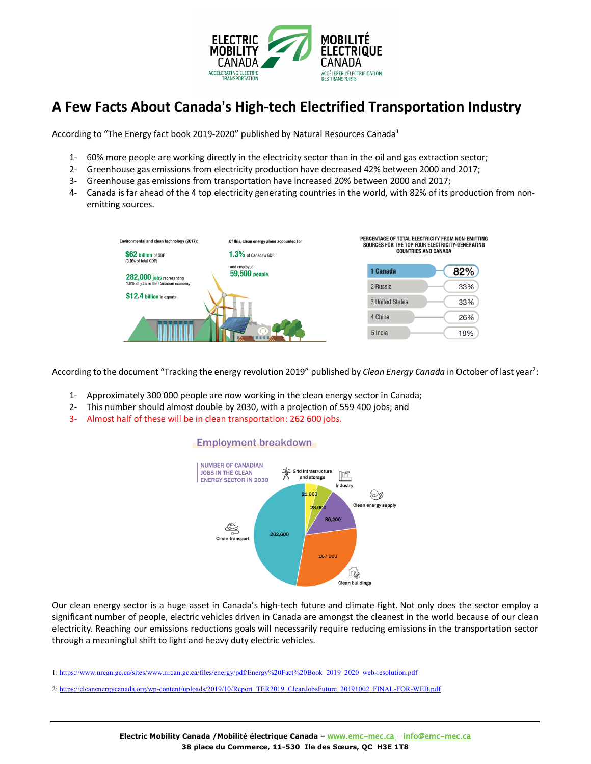# A Few Facts About Canada's High-tech Electrified Transportation Industry

According to "The Energy fact book 2019-2020" published by Natural Resources Canada[1]

1- 60% more people are working directly in the electricity sector than in the oil and gas extraction sector;
2- Greenhouse gas emissions from electricity production have decreased 42% between 2000 and 2017;
3- Greenhouse gas emissions from transportation have increased 20% between 2000 and 2017;
4- Canada is far ahead of the 4 top electricity generating countries in the world, with 82% of its production from non-emitting sources.

Environmental and clean technology (2017):

- **$62 billion** of GDP (3.0% of total GDP)
- **282,000 jobs** representing 1.5% of jobs in the Canadian economy
- **$12.4 billion** in exports

Of this, clean energy alone accounted for

- **1.3%** of Canada's GDP
- and employed **59,500 people**.

PERCENTAGE OF TOTAL ELECTRICITY FROM NON-EMITTING SOURCES FOR THE TOP FOUR ELECTRICITY-GENERATING COUNTRIES AND CANADA

| Country | Percentage |
|---|---|
| 1 Canada | 82% |
| 2 Russia | 33% |
| 3 United States | 33% |
| 4 China | 26% |
| 5 India | 18% |

According to the document "Tracking the energy revolution 2019" published by *Clean Energy Canada* in October of last year[2]:

1- Approximately 300 000 people are now working in the clean energy sector in Canada;
2- This number should almost double by 2030, with a projection of 559 400 jobs; and
3- Almost half of these will be in clean transportation: 262 600 jobs.

**Employment breakdown**

NUMBER OF CANADIAN JOBS IN THE CLEAN ENERGY SECTOR IN 2030

| Sector | Jobs |
|---|---|
| Clean transport | 262,600 |
| Clean buildings | 167,000 |
| Clean energy supply | 80,200 |
| Industry | 28,000 |
| Grid infrastructure and storage | 21,600 |

Our clean energy sector is a huge asset in Canada's high-tech future and climate fight. Not only does the sector employ a significant number of people, electric vehicles driven in Canada are amongst the cleanest in the world because of our clean electricity. Reaching our emissions reductions goals will necessarily require reducing emissions in the transportation sector through a meaningful shift to light and heavy duty electric vehicles.

1: https://www.nrcan.gc.ca/sites/www.nrcan.gc.ca/files/energy/pdf/Energy%20Fact%20Book_2019_2020_web-resolution.pdf

2: https://cleanenergycanada.org/wp-content/uploads/2019/10/Report_TER2019_CleanJobsFuture_20191002_FINAL-FOR-WEB.pdf

**Electric Mobility Canada /Mobilité électrique Canada – www.emc-mec.ca – info@emc-mec.ca**
**38 place du Commerce, 11-530 Ile des Sœurs, QC H3E 1T8**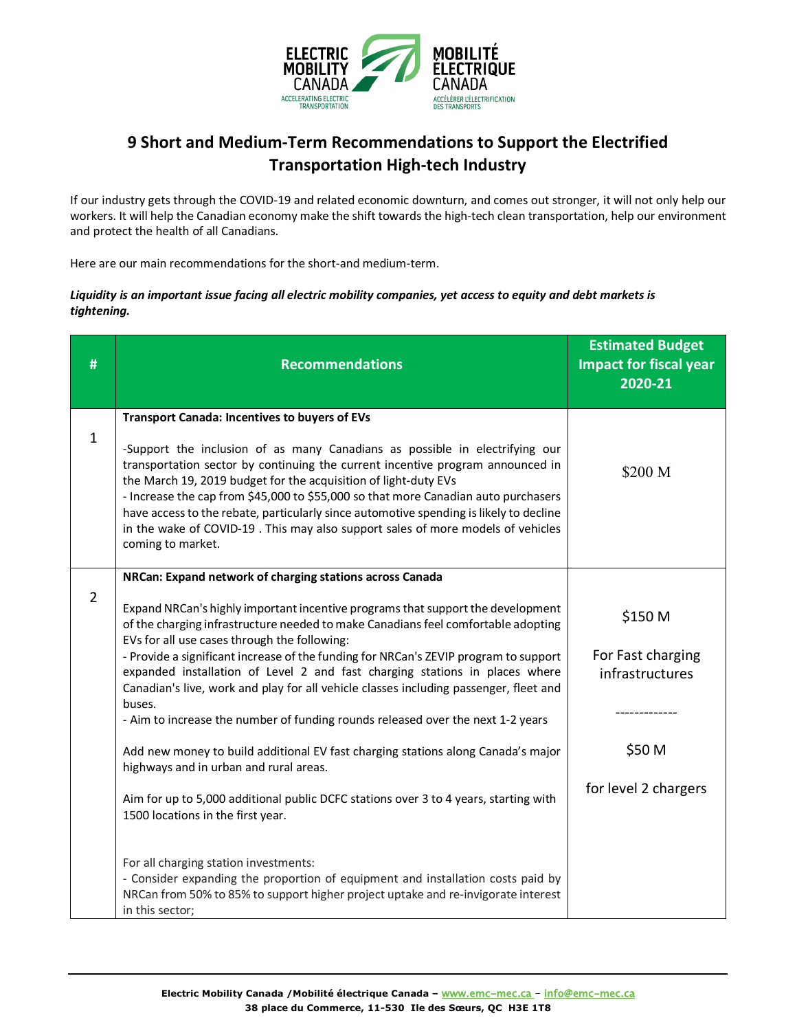# 9 Short and Medium-Term Recommendations to Support the Electrified Transportation High-tech Industry

If our industry gets through the COVID-19 and related economic downturn, and comes out stronger, it will not only help our workers. It will help the Canadian economy make the shift towards the high-tech clean transportation, help our environment and protect the health of all Canadians.

Here are our main recommendations for the short-and medium-term.

***Liquidity is an important issue facing all electric mobility companies, yet access to equity and debt markets is tightening.***

| # | Recommendations | Estimated Budget Impact for fiscal year 2020-21 |
|---|---|---|
| 1 | **Transport Canada: Incentives to buyers of EVs**<br><br>-Support the inclusion of as many Canadians as possible in electrifying our transportation sector by continuing the current incentive program announced in the March 19, 2019 budget for the acquisition of light-duty EVs<br>- Increase the cap from $45,000 to $55,000 so that more Canadian auto purchasers have access to the rebate, particularly since automotive spending is likely to decline in the wake of COVID-19 . This may also support sales of more models of vehicles coming to market. | $200 M |
| 2 | **NRCan: Expand network of charging stations across Canada**<br><br>Expand NRCan's highly important incentive programs that support the development of the charging infrastructure needed to make Canadians feel comfortable adopting EVs for all use cases through the following:<br>- Provide a significant increase of the funding for NRCan's ZEVIP program to support expanded installation of Level 2 and fast charging stations in places where Canadian's live, work and play for all vehicle classes including passenger, fleet and buses.<br>- Aim to increase the number of funding rounds released over the next 1-2 years<br><br>Add new money to build additional EV fast charging stations along Canada's major highways and in urban and rural areas.<br><br>Aim for up to 5,000 additional public DCFC stations over 3 to 4 years, starting with 1500 locations in the first year.<br><br>For all charging station investments:<br>- Consider expanding the proportion of equipment and installation costs paid by NRCan from 50% to 85% to support higher project uptake and re-invigorate interest in this sector; | $150 M<br><br>For Fast charging infrastructures<br><br>-------------<br><br>$50 M<br><br>for level 2 chargers |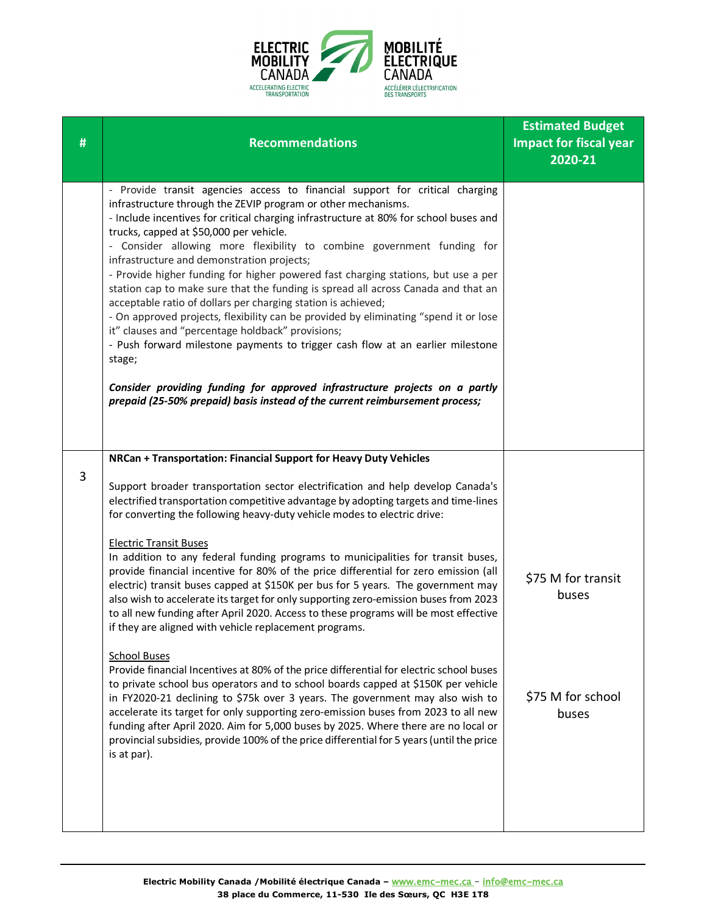| # | Recommendations | Estimated Budget Impact for fiscal year 2020-21 |
|---|---|---|
| | - Provide transit agencies access to financial support for critical charging infrastructure through the ZEVIP program or other mechanisms.<br>- Include incentives for critical charging infrastructure at 80% for school buses and trucks, capped at $50,000 per vehicle.<br>- Consider allowing more flexibility to combine government funding for infrastructure and demonstration projects;<br>- Provide higher funding for higher powered fast charging stations, but use a per station cap to make sure that the funding is spread all across Canada and that an acceptable ratio of dollars per charging station is achieved;<br>- On approved projects, flexibility can be provided by eliminating "spend it or lose it" clauses and "percentage holdback" provisions;<br>- Push forward milestone payments to trigger cash flow at an earlier milestone stage;<br><br>***Consider providing funding for approved infrastructure projects on a partly prepaid (25-50% prepaid) basis instead of the current reimbursement process;*** | |
| 3 | **NRCan + Transportation: Financial Support for Heavy Duty Vehicles**<br><br>Support broader transportation sector electrification and help develop Canada's electrified transportation competitive advantage by adopting targets and time-lines for converting the following heavy-duty vehicle modes to electric drive:<br><br><u>Electric Transit Buses</u><br>In addition to any federal funding programs to municipalities for transit buses, provide financial incentive for 80% of the price differential for zero emission (all electric) transit buses capped at $150K per bus for 5 years. The government may also wish to accelerate its target for only supporting zero-emission buses from 2023 to all new funding after April 2020. Access to these programs will be most effective if they are aligned with vehicle replacement programs.<br><br><u>School Buses</u><br>Provide financial Incentives at 80% of the price differential for electric school buses to private school bus operators and to school boards capped at $150K per vehicle in FY2020-21 declining to $75k over 3 years. The government may also wish to accelerate its target for only supporting zero-emission buses from 2023 to all new funding after April 2020. Aim for 5,000 buses by 2025. Where there are no local or provincial subsidies, provide 100% of the price differential for 5 years (until the price is at par). | $75 M for transit buses<br><br>$75 M for school buses |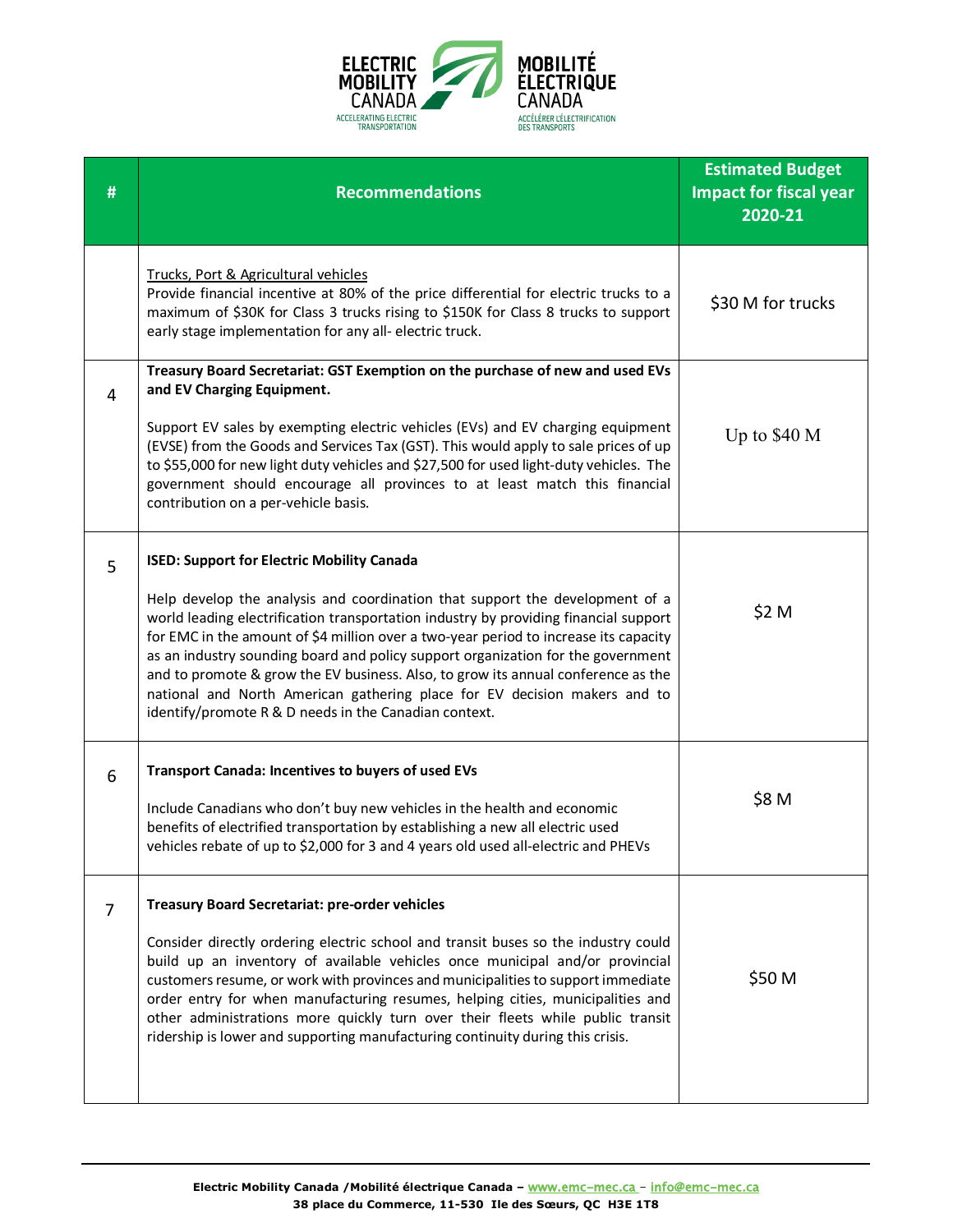| # | Recommendations | Estimated Budget Impact for fiscal year 2020-21 |
|---|---|---|
| | Trucks, Port & Agricultural vehicles<br>Provide financial incentive at 80% of the price differential for electric trucks to a maximum of $30K for Class 3 trucks rising to $150K for Class 8 trucks to support early stage implementation for any all- electric truck. | $30 M for trucks |
| 4 | **Treasury Board Secretariat: GST Exemption on the purchase of new and used EVs and EV Charging Equipment.**<br><br>Support EV sales by exempting electric vehicles (EVs) and EV charging equipment (EVSE) from the Goods and Services Tax (GST). This would apply to sale prices of up to $55,000 for new light duty vehicles and $27,500 for used light-duty vehicles. The government should encourage all provinces to at least match this financial contribution on a per-vehicle basis. | Up to $40 M |
| 5 | **ISED: Support for Electric Mobility Canada**<br><br>Help develop the analysis and coordination that support the development of a world leading electrification transportation industry by providing financial support for EMC in the amount of $4 million over a two-year period to increase its capacity as an industry sounding board and policy support organization for the government and to promote & grow the EV business. Also, to grow its annual conference as the national and North American gathering place for EV decision makers and to identify/promote R & D needs in the Canadian context. | $2 M |
| 6 | **Transport Canada: Incentives to buyers of used EVs**<br><br>Include Canadians who don't buy new vehicles in the health and economic benefits of electrified transportation by establishing a new all electric used vehicles rebate of up to $2,000 for 3 and 4 years old used all-electric and PHEVs | $8 M |
| 7 | **Treasury Board Secretariat: pre-order vehicles**<br><br>Consider directly ordering electric school and transit buses so the industry could build up an inventory of available vehicles once municipal and/or provincial customers resume, or work with provinces and municipalities to support immediate order entry for when manufacturing resumes, helping cities, municipalities and other administrations more quickly turn over their fleets while public transit ridership is lower and supporting manufacturing continuity during this crisis. | $50 M |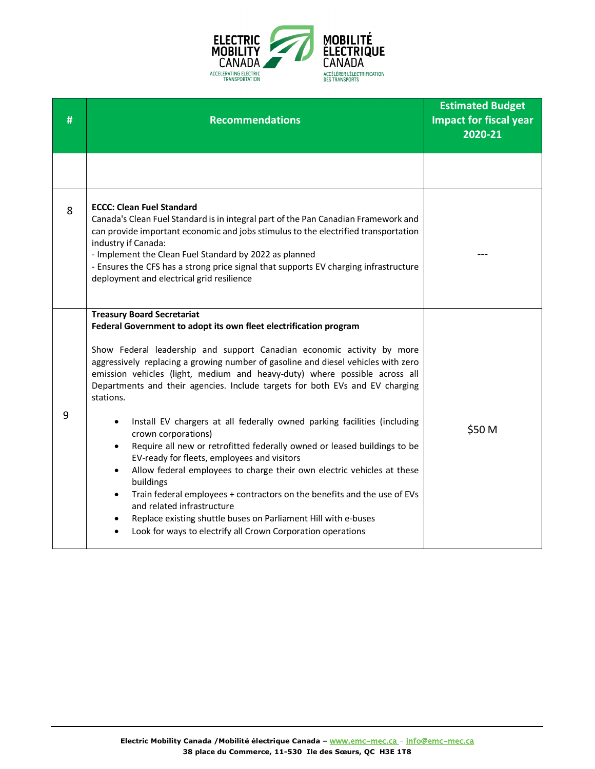| # | Recommendations | Estimated Budget Impact for fiscal year 2020-21 |
|---|---|---|
| | | |
| 8 | **ECCC: Clean Fuel Standard**<br>Canada's Clean Fuel Standard is in integral part of the Pan Canadian Framework and can provide important economic and jobs stimulus to the electrified transportation industry if Canada:<br>- Implement the Clean Fuel Standard by 2022 as planned<br>- Ensures the CFS has a strong price signal that supports EV charging infrastructure deployment and electrical grid resilience | --- |
| 9 | **Treasury Board Secretariat**<br>**Federal Government to adopt its own fleet electrification program**<br><br>Show Federal leadership and support Canadian economic activity by more aggressively replacing a growing number of gasoline and diesel vehicles with zero emission vehicles (light, medium and heavy-duty) where possible across all Departments and their agencies. Include targets for both EVs and EV charging stations.<br><br>• Install EV chargers at all federally owned parking facilities (including crown corporations)<br>• Require all new or retrofitted federally owned or leased buildings to be EV-ready for fleets, employees and visitors<br>• Allow federal employees to charge their own electric vehicles at these buildings<br>• Train federal employees + contractors on the benefits and the use of EVs and related infrastructure<br>• Replace existing shuttle buses on Parliament Hill with e-buses<br>• Look for ways to electrify all Crown Corporation operations | $50 M |